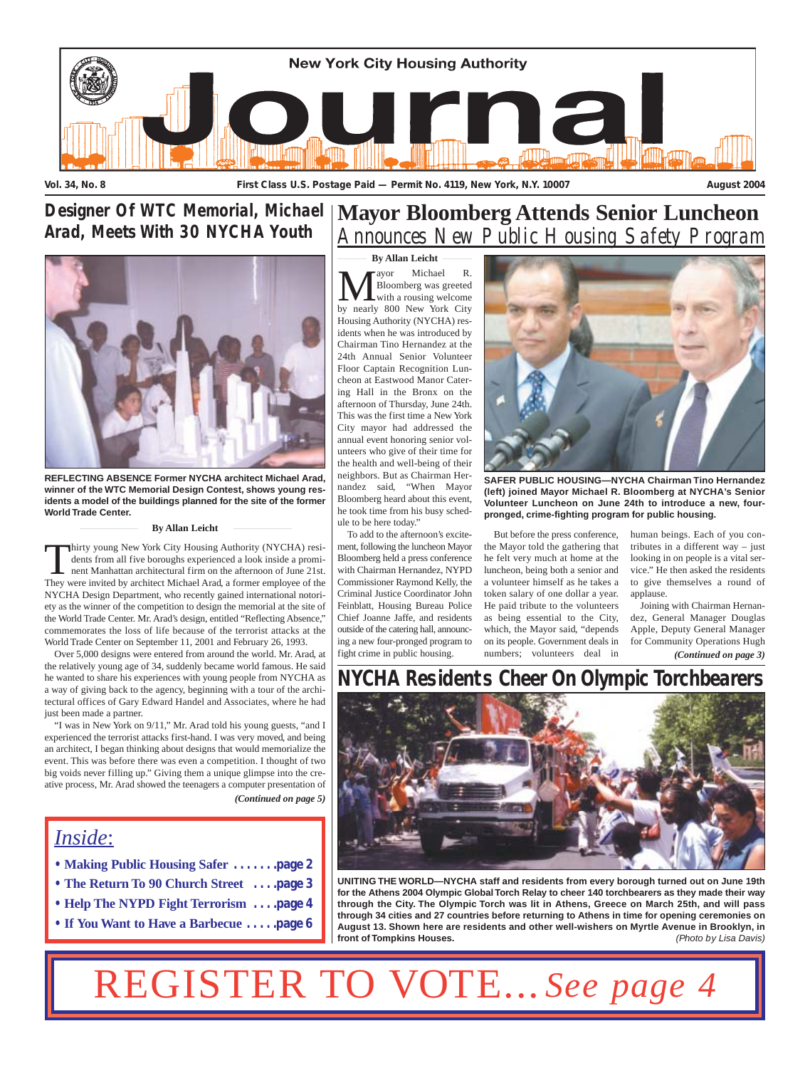# New York City Housing Authority Journal

Vol. 34, No. 8 — First Class U.S. Postage Paid — Permit No. 4119, New York, N.Y. 10007 — August 2004

## Designer Of WTC Memorial, Michael Arad, Meets With 30 NYCHA Youth

**REFLECTING ABSENCE Former NYCHA architect Michael Arad, winner of the WTC Memorial Design Contest, shows young residents a model of the buildings planned for the site of the former World Trade Center.**

**By Allan Leicht**

Thirty young New York City Housing Authority (NYCHA) residents from all five boroughs experienced a look inside a prominent Manhattan architectural firm on the afternoon of June 21st. They were invited by architect Michael Arad, a former employee of the NYCHA Design Department, who recently gained international notoriety as the winner of the competition to design the memorial at the site of the World Trade Center. Mr. Arad's design, entitled "Reflecting Absence," commemorates the loss of life because of the terrorist attacks at the World Trade Center on September 11, 2001 and February 26, 1993.

Over 5,000 designs were entered from around the world. Mr. Arad, at the relatively young age of 34, suddenly became world famous. He said he wanted to share his experiences with young people from NYCHA as a way of giving back to the agency, beginning with a tour of the architectural offices of Gary Edward Handel and Associates, where he had just been made a partner.

"I was in New York on 9/11," Mr. Arad told his young guests, "and I experienced the terrorist attacks first-hand. I was very moved, and being an architect, I began thinking about designs that would memorialize the event. This was before there was even a competition. I thought of two big voids never filling up." Giving them a unique glimpse into the creative process, Mr. Arad showed the teenagers a computer presentation of

***(Continued on page 5)***

## Mayor Bloomberg Attends Senior Luncheon

### Announces New Public Housing Safety Program

**By Allan Leicht**

Mayor Michael R. Bloomberg was greeted with a rousing welcome by nearly 800 New York City Housing Authority (NYCHA) residents when he was introduced by Chairman Tino Hernandez at the 24th Annual Senior Volunteer Floor Captain Recognition Luncheon at Eastwood Manor Catering Hall in the Bronx on the afternoon of Thursday, June 24th. This was the first time a New York City mayor had addressed the annual event honoring senior volunteers who give of their time for the health and well-being of their neighbors. But as Chairman Hernandez said, "When Mayor Bloomberg heard about this event, he took time from his busy schedule to be here today."

To add to the afternoon's excitement, following the luncheon Mayor Bloomberg held a press conference with Chairman Hernandez, NYPD Commissioner Raymond Kelly, the Criminal Justice Coordinator John Feinblatt, Housing Bureau Police Chief Joanne Jaffe, and residents outside of the catering hall, announcing a new four-pronged program to fight crime in public housing.

**SAFER PUBLIC HOUSING—NYCHA Chairman Tino Hernandez (left) joined Mayor Michael R. Bloomberg at NYCHA's Senior Volunteer Luncheon on June 24th to introduce a new, four-pronged, crime-fighting program for public housing.**

But before the press conference, the Mayor told the gathering that he felt very much at home at the luncheon, being both a senior and a volunteer himself as he takes a token salary of one dollar a year. He paid tribute to the volunteers as being essential to the City, which, the Mayor said, "depends on its people. Government deals in numbers; volunteers deal in human beings. Each of you contributes in a different way – just looking in on people is a vital service." He then asked the residents to give themselves a round of applause.

Joining with Chairman Hernandez, General Manager Douglas Apple, Deputy General Manager for Community Operations Hugh

***(Continued on page 3)***

## NYCHA Residents Cheer On Olympic Torchbearers

**UNITING THE WORLD—NYCHA staff and residents from every borough turned out on June 19th for the Athens 2004 Olympic Global Torch Relay to cheer 140 torchbearers as they made their way through the City. The Olympic Torch was lit in Athens, Greece on March 25th, and will pass through 34 cities and 27 countries before returning to Athens in time for opening ceremonies on August 13. Shown here are residents and other well-wishers on Myrtle Avenue in Brooklyn, in front of Tompkins Houses.** *(Photo by Lisa Davis)*

## *Inside:*

- **Making Public Housing Safer** ....... **page 2**
- **The Return To 90 Church Street** .... **page 3**
- **Help The NYPD Fight Terrorism** .... **page 4**
- **If You Want to Have a Barbecue** ..... **page 6**

# REGISTER TO VOTE... *See page 4*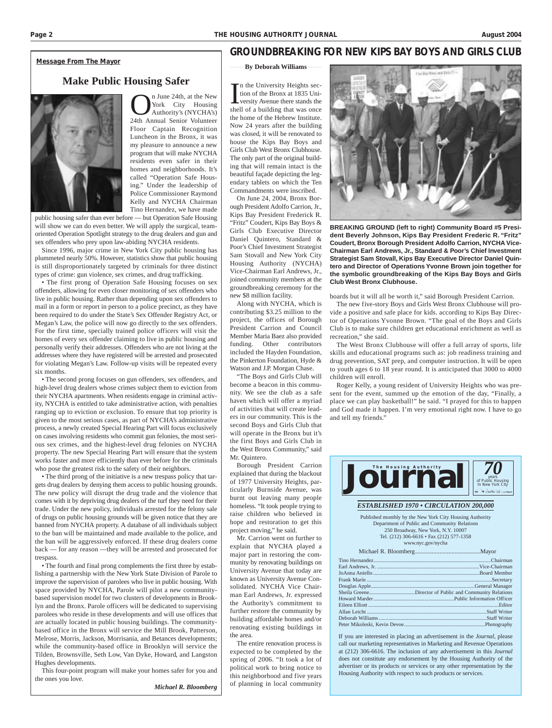## Message From The Mayor

# Make Public Housing Safer

On June 24th, at the New York City Housing Authority's (NYCHA's) 24th Annual Senior Volunteer Floor Captain Recognition Luncheon in the Bronx, it was my pleasure to announce a new program that will make NYCHA residents even safer in their homes and neighborhoods. It's called "Operation Safe Housing." Under the leadership of Police Commissioner Raymond Kelly and NYCHA Chairman Tino Hernandez, we have made public housing safer than ever before — but Operation Safe Housing will show we can do even better. We will apply the surgical, team-oriented Operation Spotlight strategy to the drug dealers and gun and sex offenders who prey upon law-abiding NYCHA residents.

Since 1996, major crime in New York City public housing has plummeted nearly 50%. However, statistics show that public housing is still disproportionately targeted by criminals for three distinct types of crime: gun violence, sex crimes, and drug trafficking.

• The first prong of Operation Safe Housing focuses on sex offenders, allowing for even closer monitoring of sex offenders who live in public housing. Rather than depending upon sex offenders to mail in a form or report in person to a police precinct, as they have been required to do under the State's Sex Offender Registry Act, or Megan's Law, the police will now go directly to the sex offenders. For the first time, specially trained police officers will visit the homes of every sex offender claiming to live in public housing and personally verify their addresses. Offenders who are not living at the addresses where they have registered will be arrested and prosecuted for violating Megan's Law. Follow-up visits will be repeated every six months.

• The second prong focuses on gun offenders, sex offenders, and high-level drug dealers whose crimes subject them to eviction from their NYCHA apartments. When residents engage in criminal activity, NYCHA is entitled to take administrative action, with penalties ranging up to eviction or exclusion. To ensure that top priority is given to the most serious cases, as part of NYCHA's administrative process, a newly created Special Hearing Part will focus exclusively on cases involving residents who commit gun felonies, the most serious sex crimes, and the highest-level drug felonies on NYCHA property. The new Special Hearing Part will ensure that the system works faster and more efficiently than ever before for the criminals who pose the greatest risk to the safety of their neighbors.

• The third prong of the initiative is a new trespass policy that targets drug dealers by denying them access to public housing grounds. The new policy will disrupt the drug trade and the violence that comes with it by depriving drug dealers of the turf they need for their trade. Under the new policy, individuals arrested for the felony sale of drugs on public housing grounds will be given notice that they are banned from NYCHA property. A database of all individuals subject to the ban will be maintained and made available to the police, and the ban will be aggressively enforced. If these drug dealers come back — for any reason —they will be arrested and prosecuted for trespass.

• The fourth and final prong complements the first three by establishing a partnership with the New York State Division of Parole to improve the supervision of parolees who live in public housing. With space provided by NYCHA, Parole will pilot a new community-based supervision model for two clusters of developments in Brooklyn and the Bronx. Parole officers will be dedicated to supervising parolees who reside in these developments and will use offices that are actually located in public housing buildings. The community-based office in the Bronx will service the Mill Brook, Patterson, Melrose, Morris, Jackson, Morrisania, and Betances developments; while the community-based office in Brooklyn will service the Tilden, Brownsville, Seth Low, Van Dyke, Howard, and Langston Hughes developments.

This four-point program will make your homes safer for you and the ones you love.

*Michael R. Bloomberg*

# GROUNDBREAKING FOR NEW KIPS BAY BOYS AND GIRLS CLUB

**By Deborah Williams**

In the University Heights section of the Bronx at 1835 University Avenue there stands the shell of a building that was once the home of the Hebrew Institute. Now 24 years after the building was closed, it will be renovated to house the Kips Bay Boys and Girls Club West Bronx Clubhouse. The only part of the original building that will remain intact is the beautiful façade depicting the legendary tablets on which the Ten Commandments were inscribed.

On June 24, 2004, Bronx Borough President Adolfo Carrion, Jr., Kips Bay President Frederick R. "Fritz" Coudert, Kips Bay Boys & Girls Club Executive Director Daniel Quintero, Standard & Poor's Chief Investment Strategist Sam Stovall and New York City Housing Authority (NYCHA) Vice-Chairman Earl Andrews, Jr., joined community members at the groundbreaking ceremony for the new $8 million facility.

Along with NYCHA, which is contributing $3.25 million to the project, the offices of Borough President Carrion and Council Member Maria Baez also provided funding. Other contributors included the Hayden Foundation, the Pinkerton Foundation, Hyde & Watson and J.P. Morgan Chase.

"The Boys and Girls Club will become a beacon in this community. We see the club as a safe haven which will offer a myriad of activities that will create leaders in our community. This is the second Boys and Girls Club that will operate in the Bronx but it's the first Boys and Girls Club in the West Bronx Community," said Mr. Quintero.

Borough President Carrion explained that during the blackout of 1977 University Heights, particularly Burnside Avenue, was burnt out leaving many people homeless. "It took people trying to raise children who believed in hope and restoration to get this project moving," he said.

Mr. Carrion went on further to explain that NYCHA played a major part in restoring the community by renovating buildings on University Avenue that today are known as University Avenue Consolidated. NYCHA Vice Chairman Earl Andrews, Jr. expressed the Authority's commitment to further restore the community by building affordable homes and/or renovating existing buildings in the area.

The entire renovation process is expected to be completed by the spring of 2006. "It took a lot of political work to bring notice to this neighborhood and five years of planning in local community boards but it will all be worth it," said Borough President Carrion.

**BREAKING GROUND (left to right) Community Board #5 President Beverly Johnson, Kips Bay President Frederic R. "Fritz" Coudert, Bronx Borough President Adolfo Carrion, NYCHA Vice-Chairman Earl Andrews, Jr., Standard & Poor's Chief Investment Strategist Sam Stovall, Kips Bay Executive Director Daniel Quintero and Director of Operations Yvonne Brown join together for the symbolic groundbreaking of the Kips Bay Boys and Girls Club West Bronx Clubhouse.**

The new five-story Boys and Girls West Bronx Clubhouse will provide a positive and safe place for kids. according to Kips Bay Director of Operations Yvonne Brown. "The goal of the Boys and Girls Club is to make sure children get educational enrichment as well as recreation," she said.

The West Bronx Clubhouse will offer a full array of sports, life skills and educational programs such as: job readiness training and drug prevention, SAT prep, and computer instruction. It will be open to youth ages 6 to 18 year round. It is anticipated that 3000 to 4000 children will enroll.

Roger Kelly, a young resident of University Heights who was present for the event, summed up the emotion of the day, "Finally, a place we can play basketball!" he said. "I prayed for this to happen and God made it happen. I'm very emotional right now. I have to go and tell my friends."

---

**The Housing Authority Journal** — 70 years of Public Housing in New York City

***ESTABLISHED 1970 • CIRCULATION 200,000***

Published monthly by the New York City Housing Authority
Department of Public and Community Relations
250 Broadway, New York, N.Y. 10007
Tel. (212) 306-6616 • Fax (212) 577-1358
www.nyc.gov/nycha

Michael R. Bloomberg ... Mayor

| | |
|---|---|
| Tino Hernandez | Chairman |
| Earl Andrews, Jr. | Vice-Chairman |
| JoAnna Aniello | Board Member |
| Frank Marín | Secretary |
| Douglas Apple | General Manager |
| Sheila Greene | Director of Public and Community Relations |
| Howard Marder | Public Information Officer |
| Eileen Elliott | Editor |
| Allan Leicht | Staff Writer |
| Deborah Williams | Staff Writer |
| Peter Mikoleski, Kevin Devoe | Photography |

If you are interested in placing an advertisement in the *Journal*, please call our marketing representatives in Marketing and Revenue Operations at (212) 306-6616. The inclusion of any advertisement in this *Journal* does not constitute any endorsement by the Housing Authority of the advertiser or its products or services or any other representation by the Housing Authority with respect to such products or services.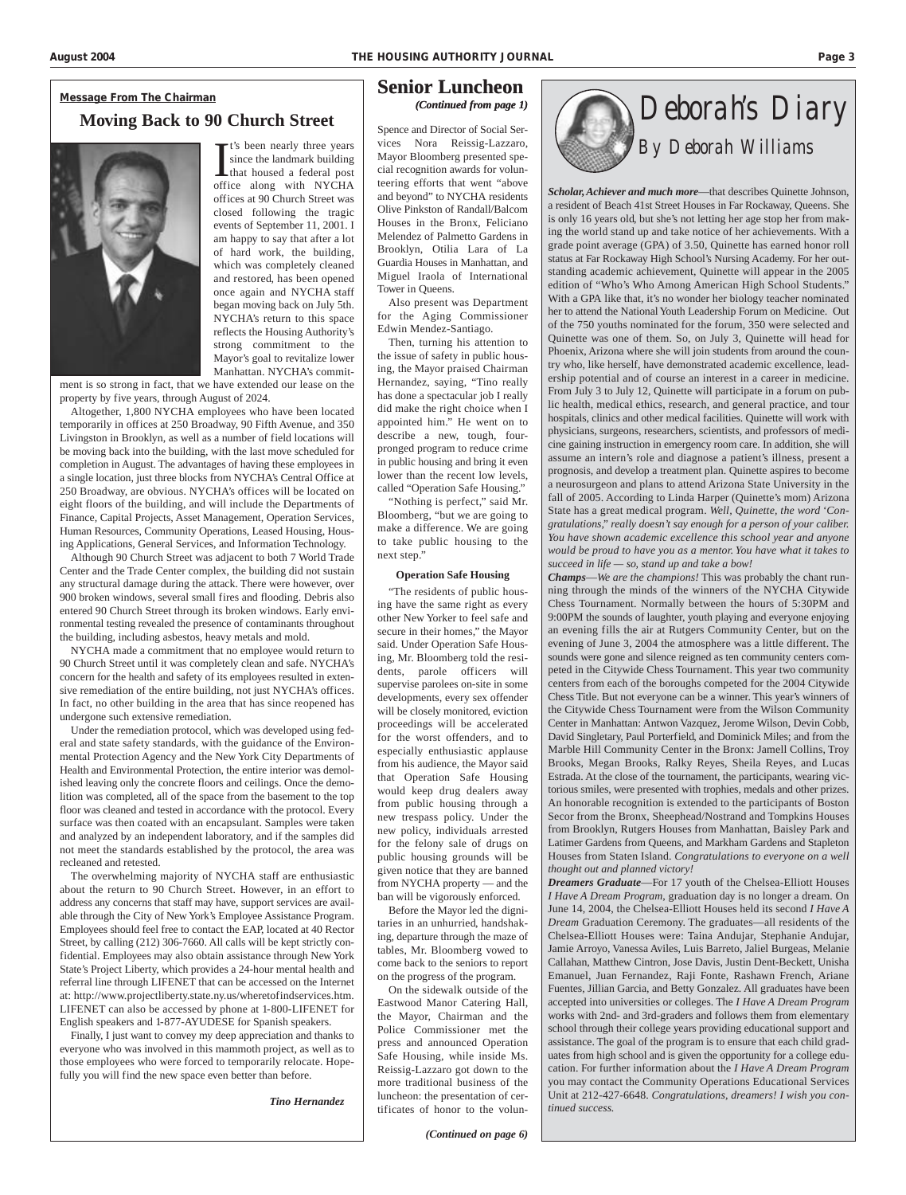**Message From The Chairman**

## Moving Back to 90 Church Street

It's been nearly three years since the landmark building that housed a federal post office along with NYCHA offices at 90 Church Street was closed following the tragic events of September 11, 2001. I am happy to say that after a lot of hard work, the building, which was completely cleaned and restored, has been opened once again and NYCHA staff began moving back on July 5th. NYCHA's return to this space reflects the Housing Authority's strong commitment to the Mayor's goal to revitalize lower Manhattan. NYCHA's commitment is so strong in fact, that we have extended our lease on the property by five years, through August of 2024.

Altogether, 1,800 NYCHA employees who have been located temporarily in offices at 250 Broadway, 90 Fifth Avenue, and 350 Livingston in Brooklyn, as well as a number of field locations will be moving back into the building, with the last move scheduled for completion in August. The advantages of having these employees in a single location, just three blocks from NYCHA's Central Office at 250 Broadway, are obvious. NYCHA's offices will be located on eight floors of the building, and will include the Departments of Finance, Capital Projects, Asset Management, Operation Services, Human Resources, Community Operations, Leased Housing, Housing Applications, General Services, and Information Technology.

Although 90 Church Street was adjacent to both 7 World Trade Center and the Trade Center complex, the building did not sustain any structural damage during the attack. There were however, over 900 broken windows, several small fires and flooding. Debris also entered 90 Church Street through its broken windows. Early environmental testing revealed the presence of contaminants throughout the building, including asbestos, heavy metals and mold.

NYCHA made a commitment that no employee would return to 90 Church Street until it was completely clean and safe. NYCHA's concern for the health and safety of its employees resulted in extensive remediation of the entire building, not just NYCHA's offices. In fact, no other building in the area that has since reopened has undergone such extensive remediation.

Under the remediation protocol, which was developed using federal and state safety standards, with the guidance of the Environmental Protection Agency and the New York City Departments of Health and Environmental Protection, the entire interior was demolished leaving only the concrete floors and ceilings. Once the demolition was completed, all of the space from the basement to the top floor was cleaned and tested in accordance with the protocol. Every surface was then coated with an encapsulant. Samples were taken and analyzed by an independent laboratory, and if the samples did not meet the standards established by the protocol, the area was recleaned and retested.

The overwhelming majority of NYCHA staff are enthusiastic about the return to 90 Church Street. However, in an effort to address any concerns that staff may have, support services are available through the City of New York's Employee Assistance Program. Employees should feel free to contact the EAP, located at 40 Rector Street, by calling (212) 306-7660. All calls will be kept strictly confidential. Employees may also obtain assistance through New York State's Project Liberty, which provides a 24-hour mental health and referral line through LIFENET that can be accessed on the Internet at: http://www.projectliberty.state.ny.us/wheretofindservices.htm. LIFENET can also be accessed by phone at 1-800-LIFENET for English speakers and 1-877-AYUDESE for Spanish speakers.

Finally, I just want to convey my deep appreciation and thanks to everyone who was involved in this mammoth project, as well as to those employees who were forced to temporarily relocate. Hopefully you will find the new space even better than before.

*Tino Hernandez*

## Senior Luncheon

*(Continued from page 1)*

Spence and Director of Social Services Nora Reissig-Lazzaro, Mayor Bloomberg presented special recognition awards for volunteering efforts that went "above and beyond" to NYCHA residents Olive Pinkston of Randall/Balcom Houses in the Bronx, Feliciano Melendez of Palmetto Gardens in Brooklyn, Otilia Lara of La Guardia Houses in Manhattan, and Miguel Iraola of International Tower in Queens.

Also present was Department for the Aging Commissioner Edwin Mendez-Santiago.

Then, turning his attention to the issue of safety in public housing, the Mayor praised Chairman Hernandez, saying, "Tino really has done a spectacular job I really did make the right choice when I appointed him." He went on to describe a new, tough, four-pronged program to reduce crime in public housing and bring it even lower than the recent low levels, called "Operation Safe Housing."

"Nothing is perfect," said Mr. Bloomberg, "but we are going to make a difference. We are going to take public housing to the next step."

**Operation Safe Housing**

"The residents of public housing have the same right as every other New Yorker to feel safe and secure in their homes," the Mayor said. Under Operation Safe Housing, Mr. Bloomberg told the residents, parole officers will supervise parolees on-site in some developments, every sex offender will be closely monitored, eviction proceedings will be accelerated for the worst offenders, and to especially enthusiastic applause from his audience, the Mayor said that Operation Safe Housing would keep drug dealers away from public housing through a new trespass policy. Under the new policy, individuals arrested for the felony sale of drugs on public housing grounds will be given notice that they are banned from NYCHA property — and the ban will be vigorously enforced.

Before the Mayor led the dignitaries in an unhurried, handshaking, departure through the maze of tables, Mr. Bloomberg vowed to come back to the seniors to report on the progress of the program.

On the sidewalk outside of the Eastwood Manor Catering Hall, the Mayor, Chairman and the Police Commissioner met the press and announced Operation Safe Housing, while inside Ms. Reissig-Lazzaro got down to the more traditional business of the luncheon: the presentation of certificates of honor to the volun-

*(Continued on page 6)*

## Deborah's Diary

*By Deborah Williams*

***Scholar, Achiever and much more***—that describes Quinette Johnson, a resident of Beach 41st Street Houses in Far Rockaway, Queens. She is only 16 years old, but she's not letting her age stop her from making the world stand up and take notice of her achievements. With a grade point average (GPA) of 3.50, Quinette has earned honor roll status at Far Rockaway High School's Nursing Academy. For her outstanding academic achievement, Quinette will appear in the 2005 edition of "Who's Who Among American High School Students." With a GPA like that, it's no wonder her biology teacher nominated her to attend the National Youth Leadership Forum on Medicine. Out of the 750 youths nominated for the forum, 350 were selected and Quinette was one of them. So, on July 3, Quinette will head for Phoenix, Arizona where she will join students from around the country who, like herself, have demonstrated academic excellence, leadership potential and of course an interest in a career in medicine. From July 3 to July 12, Quinette will participate in a forum on public health, medical ethics, research, and general practice, and tour hospitals, clinics and other medical facilities. Quinette will work with physicians, surgeons, researchers, scientists, and professors of medicine gaining instruction in emergency room care. In addition, she will assume an intern's role and diagnose a patient's illness, present a prognosis, and develop a treatment plan. Quinette aspires to become a neurosurgeon and plans to attend Arizona State University in the fall of 2005. According to Linda Harper (Quinette's mom) Arizona State has a great medical program. *Well, Quinette, the word 'Congratulations,' really doesn't say enough for a person of your caliber. You have shown academic excellence this school year and anyone would be proud to have you as a mentor. You have what it takes to succeed in life — so, stand up and take a bow!*

***Champs***—*We are the champions!* This was probably the chant running through the minds of the winners of the NYCHA Citywide Chess Tournament. Normally between the hours of 5:30PM and 9:00PM the sounds of laughter, youth playing and everyone enjoying an evening fills the air at Rutgers Community Center, but on the evening of June 3, 2004 the atmosphere was a little different. The sounds were gone and silence reigned as ten community centers competed in the Citywide Chess Tournament. This year two community centers from each of the boroughs competed for the 2004 Citywide Chess Title. But not everyone can be a winner. This year's winners of the Citywide Chess Tournament were from the Wilson Community Center in Manhattan: Antwon Vazquez, Jerome Wilson, Devin Cobb, David Singletary, Paul Porterfield, and Dominick Miles; and from the Marble Hill Community Center in the Bronx: Jamell Collins, Troy Brooks, Megan Brooks, Ralky Reyes, Sheila Reyes, and Lucas Estrada. At the close of the tournament, the participants, wearing victorious smiles, were presented with trophies, medals and other prizes. An honorable recognition is extended to the participants of Boston Secor from the Bronx, Sheephead/Nostrand and Tompkins Houses from Brooklyn, Rutgers Houses from Manhattan, Baisley Park and Latimer Gardens from Queens, and Markham Gardens and Stapleton Houses from Staten Island. *Congratulations to everyone on a well thought out and planned victory!*

***Dreamers Graduate***—For 17 youth of the Chelsea-Elliott Houses *I Have A Dream Program*, graduation day is no longer a dream. On June 14, 2004, the Chelsea-Elliott Houses held its second *I Have A Dream* Graduation Ceremony. The graduates—all residents of the Chelsea-Elliott Houses were: Taina Andujar, Stephanie Andujar, Jamie Arroyo, Vanessa Aviles, Luis Barreto, Jaliel Burgeas, Melanie Callahan, Matthew Cintron, Jose Davis, Justin Dent-Beckett, Unisha Emanuel, Juan Fernandez, Raji Fonte, Rashawn French, Ariane Fuentes, Jillian Garcia, and Betty Gonzalez. All graduates have been accepted into universities or colleges. The *I Have A Dream Program* works with 2nd- and 3rd-graders and follows them from elementary school through their college years providing educational support and assistance. The goal of the program is to ensure that each child graduates from high school and is given the opportunity for a college education. For further information about the *I Have A Dream Program* you may contact the Community Operations Educational Services Unit at 212-427-6648. *Congratulations, dreamers! I wish you continued success.*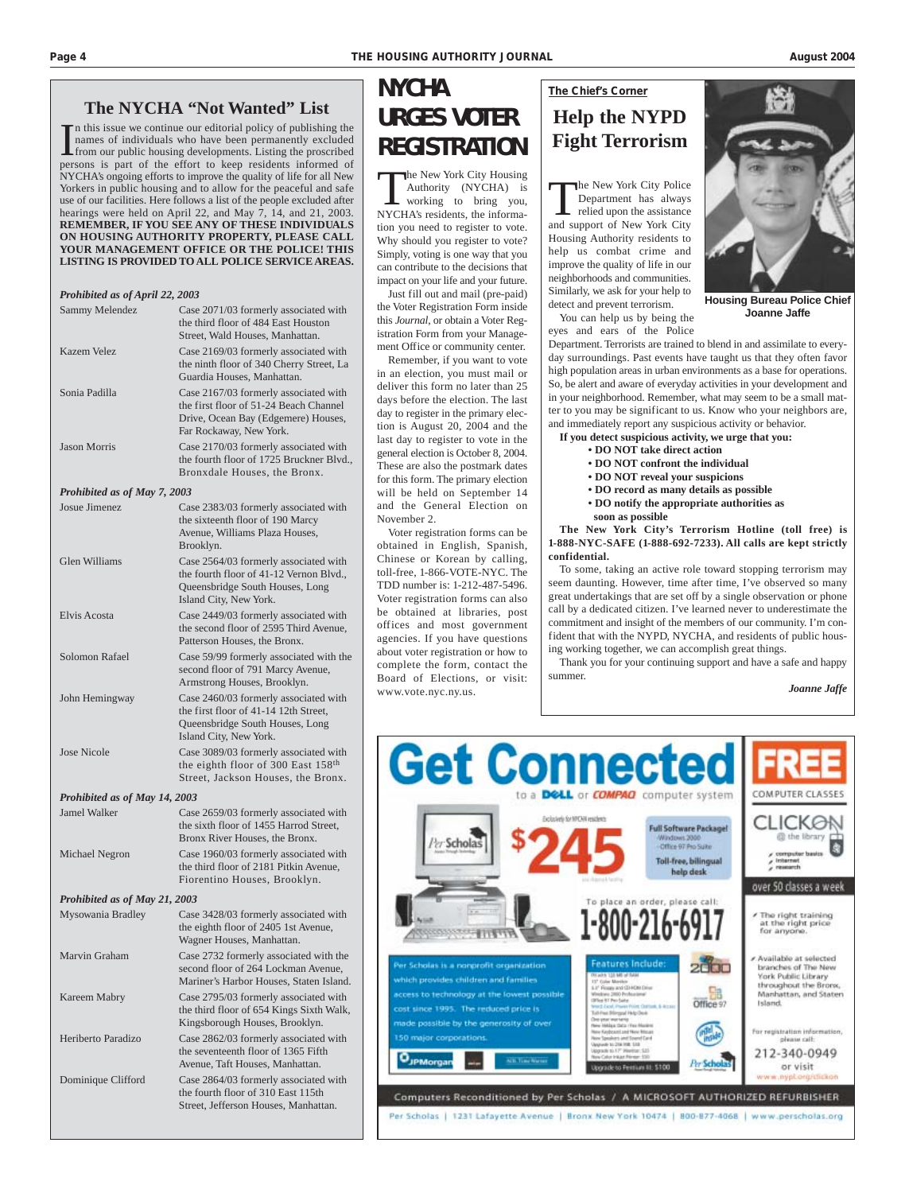## The NYCHA "Not Wanted" List

In this issue we continue our editorial policy of publishing the names of individuals who have been permanently excluded from our public housing developments. Listing the proscribed persons is part of the effort to keep residents informed of NYCHA's ongoing efforts to improve the quality of life for all New Yorkers in public housing and to allow for the peaceful and safe use of our facilities. Here follows a list of the people excluded after hearings were held on April 22, and May 7, 14, and 21, 2003. **REMEMBER, IF YOU SEE ANY OF THESE INDIVIDUALS ON HOUSING AUTHORITY PROPERTY, PLEASE CALL YOUR MANAGEMENT OFFICE OR THE POLICE! THIS LISTING IS PROVIDED TO ALL POLICE SERVICE AREAS.**

***Prohibited as of April 22, 2003***

| | |
|---|---|
| Sammy Melendez | Case 2071/03 formerly associated with the third floor of 484 East Houston Street, Wald Houses, Manhattan. |
| Kazem Velez | Case 2169/03 formerly associated with the ninth floor of 340 Cherry Street, La Guardia Houses, Manhattan. |
| Sonia Padilla | Case 2167/03 formerly associated with the first floor of 51-24 Beach Channel Drive, Ocean Bay (Edgemere) Houses, Far Rockaway, New York. |
| Jason Morris | Case 2170/03 formerly associated with the fourth floor of 1725 Bruckner Blvd., Bronxdale Houses, the Bronx. |

***Prohibited as of May 7, 2003***

| | |
|---|---|
| Josue Jimenez | Case 2383/03 formerly associated with the sixteenth floor of 190 Marcy Avenue, Williams Plaza Houses, Brooklyn. |
| Glen Williams | Case 2564/03 formerly associated with the fourth floor of 41-12 Vernon Blvd., Queensbridge South Houses, Long Island City, New York. |
| Elvis Acosta | Case 2449/03 formerly associated with the second floor of 2595 Third Avenue, Patterson Houses, the Bronx. |
| Solomon Rafael | Case 59/99 formerly associated with the second floor of 791 Marcy Avenue, Armstrong Houses, Brooklyn. |
| John Hemingway | Case 2460/03 formerly associated with the first floor of 41-14 12th Street, Queensbridge South Houses, Long Island City, New York. |
| Jose Nicole | Case 3089/03 formerly associated with the eighth floor of 300 East 158th Street, Jackson Houses, the Bronx. |

***Prohibited as of May 14, 2003***

| | |
|---|---|
| Jamel Walker | Case 2659/03 formerly associated with the sixth floor of 1455 Harrod Street, Bronx River Houses, the Bronx. |
| Michael Negron | Case 1960/03 formerly associated with the third floor of 2181 Pitkin Avenue, Fiorentino Houses, Brooklyn. |

***Prohibited as of May 21, 2003***

| | |
|---|---|
| Mysowania Bradley | Case 3428/03 formerly associated with the eighth floor of 2405 1st Avenue, Wagner Houses, Manhattan. |
| Marvin Graham | Case 2732 formerly associated with the second floor of 264 Lockman Avenue, Mariner's Harbor Houses, Staten Island. |
| Kareem Mabry | Case 2795/03 formerly associated with the third floor of 654 Kings Sixth Walk, Kingsborough Houses, Brooklyn. |
| Heriberto Paradizo | Case 2862/03 formerly associated with the seventeenth floor of 1365 Fifth Avenue, Taft Houses, Manhattan. |
| Dominique Clifford | Case 2864/03 formerly associated with the fourth floor of 310 East 115th Street, Jefferson Houses, Manhattan. |

## NYCHA URGES VOTER REGISTRATION

The New York City Housing Authority (NYCHA) is working to bring you, NYCHA's residents, the information you need to register to vote. Why should you register to vote? Simply, voting is one way that you can contribute to the decisions that impact on your life and your future.

Just fill out and mail (pre-paid) the Voter Registration Form inside this *Journal*, or obtain a Voter Registration Form from your Management Office or community center.

Remember, if you want to vote in an election, you must mail or deliver this form no later than 25 days before the election. The last day to register in the primary election is August 20, 2004 and the last day to register to vote in the general election is October 8, 2004. These are also the postmark dates for this form. The primary election will be held on September 14 and the General Election on November 2.

Voter registration forms can be obtained in English, Spanish, Chinese or Korean by calling, toll-free, 1-866-VOTE-NYC. The TDD number is: 1-212-487-5496. Voter registration forms can also be obtained at libraries, post offices and most government agencies. If you have questions about voter registration or how to complete the form, contact the Board of Elections, or visit: www.vote.nyc.ny.us.

**The Chief's Corner**

## Help the NYPD Fight Terrorism

**Housing Bureau Police Chief Joanne Jaffe**

The New York City Police Department has always relied upon the assistance and support of New York City Housing Authority residents to help us combat crime and improve the quality of life in our neighborhoods and communities. Similarly, we ask for your help to detect and prevent terrorism.

You can help us by being the eyes and ears of the Police Department. Terrorists are trained to blend in and assimilate to everyday surroundings. Past events have taught us that they often favor high population areas in urban environments as a base for operations. So, be alert and aware of everyday activities in your development and in your neighborhood. Remember, what may seem to be a small matter to you may be significant to us. Know who your neighbors are, and immediately report any suspicious activity or behavior.

**If you detect suspicious activity, we urge that you:**

- **DO NOT take direct action**
- **DO NOT confront the individual**
- **DO NOT reveal your suspicions**
- **DO record as many details as possible**
- **DO notify the appropriate authorities as soon as possible**

**The New York City's Terrorism Hotline (toll free) is 1-888-NYC-SAFE (1-888-692-7233). All calls are kept strictly confidential.**

To some, taking an active role toward stopping terrorism may seem daunting. However, time after time, I've observed so many great undertakings that are set off by a single observation or phone call by a dedicated citizen. I've learned never to underestimate the commitment and insight of the members of our community. I'm confident that with the NYPD, NYCHA, and residents of public housing working together, we can accomplish great things.

Thank you for your continuing support and have a safe and happy summer.

***Joanne Jaffe***

# Get Connected

to a DELL or COMPAQ computer system

Exclusively for NYCHA residents

Per Scholas

**$245**

**Full Software Package!** Windows 2000, Office 97 Pro Suite

**Toll-free, bilingual help desk**

To place an order, please call: **1-800-216-6917**

Per Scholas is a nonprofit organization which provides children and families access to technology at the lowest possible cost since 1995. The reduced price is made possible by the generosity of over 150 major corporations.

JPMorgan | AOL Time Warner

**Features Include:**

Upgrade to Pentium III: $100

**FREE COMPUTER CLASSES**

CLICKON @ the library

- computer basics
- internet
- research

over 50 classes a week

- The right training at the right price for anyone.
- Available at selected branches of The New York Public Library throughout the Bronx, Manhattan, and Staten Island.

For registration information, please call: 212-340-0949 or visit www.nypl.org/clickon

Computers Reconditioned by Per Scholas / A MICROSOFT AUTHORIZED REFURBISHER

Per Scholas | 1231 Lafayette Avenue | Bronx New York 10474 | 800-877-4068 | www.perscholas.org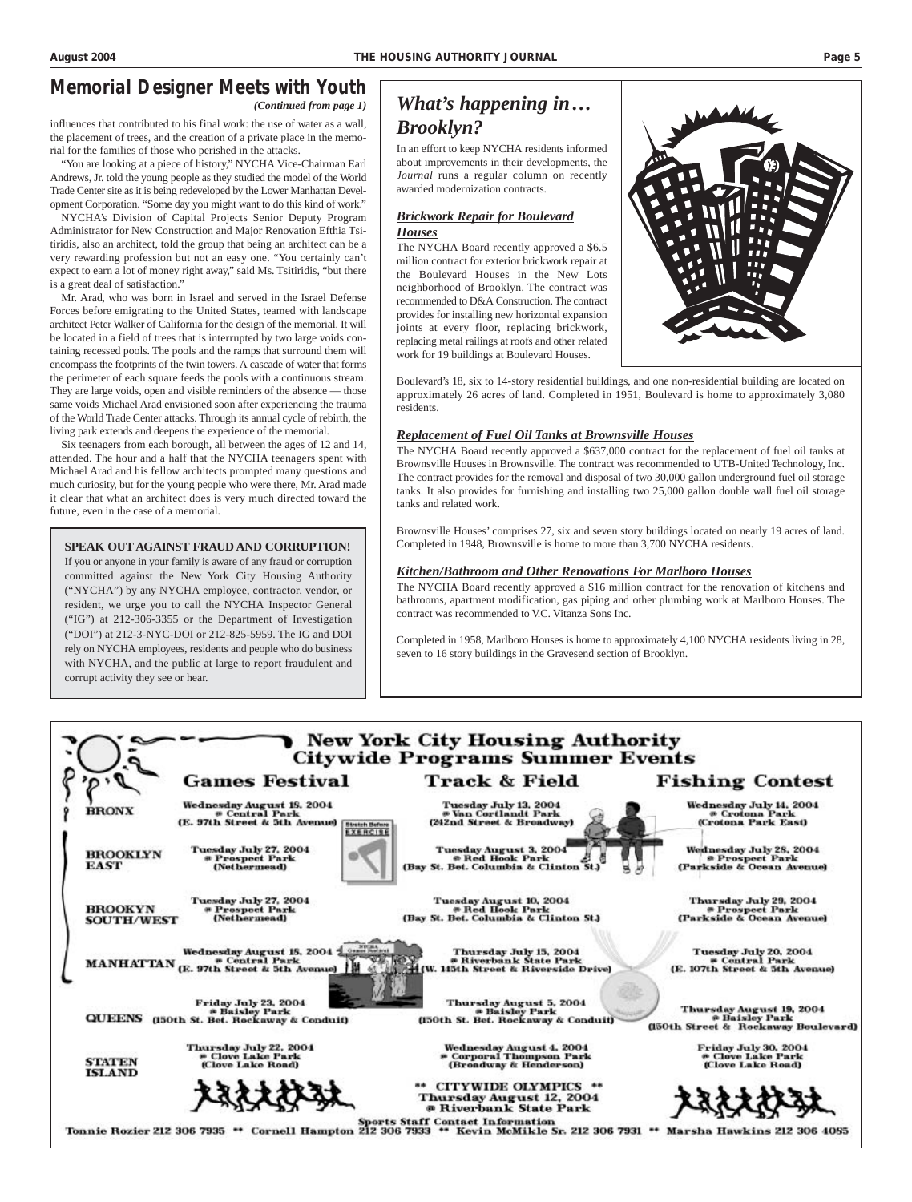## Memorial Designer Meets with Youth

*(Continued from page 1)*

influences that contributed to his final work: the use of water as a wall, the placement of trees, and the creation of a private place in the memorial for the families of those who perished in the attacks.

"You are looking at a piece of history," NYCHA Vice-Chairman Earl Andrews, Jr. told the young people as they studied the model of the World Trade Center site as it is being redeveloped by the Lower Manhattan Development Corporation. "Some day you might want to do this kind of work."

NYCHA's Division of Capital Projects Senior Deputy Program Administrator for New Construction and Major Renovation Efthia Tsitiridis, also an architect, told the group that being an architect can be a very rewarding profession but not an easy one. "You certainly can't expect to earn a lot of money right away," said Ms. Tsitiridis, "but there is a great deal of satisfaction."

Mr. Arad, who was born in Israel and served in the Israel Defense Forces before emigrating to the United States, teamed with landscape architect Peter Walker of California for the design of the memorial. It will be located in a field of trees that is interrupted by two large voids containing recessed pools. The pools and the ramps that surround them will encompass the footprints of the twin towers. A cascade of water that forms the perimeter of each square feeds the pools with a continuous stream. They are large voids, open and visible reminders of the absence — those same voids Michael Arad envisioned soon after experiencing the trauma of the World Trade Center attacks. Through its annual cycle of rebirth, the living park extends and deepens the experience of the memorial.

Six teenagers from each borough, all between the ages of 12 and 14, attended. The hour and a half that the NYCHA teenagers spent with Michael Arad and his fellow architects prompted many questions and much curiosity, but for the young people who were there, Mr. Arad made it clear that what an architect does is very much directed toward the future, even in the case of a memorial.

**SPEAK OUT AGAINST FRAUD AND CORRUPTION!**

If you or anyone in your family is aware of any fraud or corruption committed against the New York City Housing Authority ("NYCHA") by any NYCHA employee, contractor, vendor, or resident, we urge you to call the NYCHA Inspector General ("IG") at 212-306-3355 or the Department of Investigation ("DOI") at 212-3-NYC-DOI or 212-825-5959. The IG and DOI rely on NYCHA employees, residents and people who do business with NYCHA, and the public at large to report fraudulent and corrupt activity they see or hear.

## *What's happening in… Brooklyn?*

In an effort to keep NYCHA residents informed about improvements in their developments, the *Journal* runs a regular column on recently awarded modernization contracts.

### *Brickwork Repair for Boulevard Houses*

The NYCHA Board recently approved a $6.5 million contract for exterior brickwork repair at the Boulevard Houses in the New Lots neighborhood of Brooklyn. The contract was recommended to D&A Construction. The contract provides for installing new horizontal expansion joints at every floor, replacing brickwork, replacing metal railings at roofs and other related work for 19 buildings at Boulevard Houses.

Boulevard's 18, six to 14-story residential buildings, and one non-residential building are located on approximately 26 acres of land. Completed in 1951, Boulevard is home to approximately 3,080 residents.

### *Replacement of Fuel Oil Tanks at Brownsville Houses*

The NYCHA Board recently approved a $637,000 contract for the replacement of fuel oil tanks at Brownsville Houses in Brownsville. The contract was recommended to UTB-United Technology, Inc. The contract provides for the removal and disposal of two 30,000 gallon underground fuel oil storage tanks. It also provides for furnishing and installing two 25,000 gallon double wall fuel oil storage tanks and related work.

Brownsville Houses' comprises 27, six and seven story buildings located on nearly 19 acres of land. Completed in 1948, Brownsville is home to more than 3,700 NYCHA residents.

### *Kitchen/Bathroom and Other Renovations For Marlboro Houses*

The NYCHA Board recently approved a $16 million contract for the renovation of kitchens and bathrooms, apartment modification, gas piping and other plumbing work at Marlboro Houses. The contract was recommended to V.C. Vitanza Sons Inc.

Completed in 1958, Marlboro Houses is home to approximately 4,100 NYCHA residents living in 28, seven to 16 story buildings in the Gravesend section of Brooklyn.

## New York City Housing Authority Citywide Programs Summer Events

| | Games Festival | Track & Field | Fishing Contest |
|---|---|---|---|
| BRONX | Wednesday August 18, 2004 @ Central Park (E. 97th Street & 5th Avenue) | Tuesday July 13, 2004 @ Van Cortlandt Park (242nd Street & Broadway) | Wednesday July 14, 2004 @ Crotona Park (Crotona Park East) |
| BROOKLYN EAST | Tuesday July 27, 2004 @ Prospect Park (Nethermead) | Tuesday August 3, 2004 @ Red Hook Park (Bay St. Bet. Columbia & Clinton St.) | Wednesday July 28, 2004 @ Prospect Park (Parkside & Ocean Avenue) |
| BROOKYN SOUTH/WEST | Tuesday July 27, 2004 @ Prospect Park (Nethermead) | Tuesday August 10, 2004 @ Red Hook Park (Bay St. Bet. Columbia & Clinton St.) | Thursday July 29, 2004 @ Prospect Park (Parkside & Ocean Avenue) |
| MANHATTAN | Wednesday August 18, 2004 @ Central Park (E. 97th Street & 5th Avenue) | Thursday July 15, 2004 @ Riverbank State Park (W. 145th Street & Riverside Drive) | Tuesday July 20, 2004 @ Central Park (E. 107th Street & 5th Avenue) |
| QUEENS | Friday July 23, 2004 @ Baisley Park (150th St. Bet. Rockaway & Conduit) | Thursday August 5, 2004 @ Baisley Park (150th St. Bet. Rockaway & Conduit) | Thursday August 19, 2004 @ Baisley Park (150th Street & Rockaway Boulevard) |
| STATEN ISLAND | Thursday July 22, 2004 @ Clove Lake Park (Clove Lake Road) | Wednesday August 4, 2004 @ Corporal Thompson Park (Broadway & Henderson) | Friday July 30, 2004 @ Clove Lake Park (Clove Lake Road) |

** CITYWIDE OLYMPICS **
Thursday August 12, 2004
@ Riverbank State Park

Sports Staff Contact Information
Tonnie Rozier 212 306 7935 ** Cornell Hampton 212 306 7933 ** Kevin McMikle Sr. 212 306 7931 ** Marsha Hawkins 212 306 4085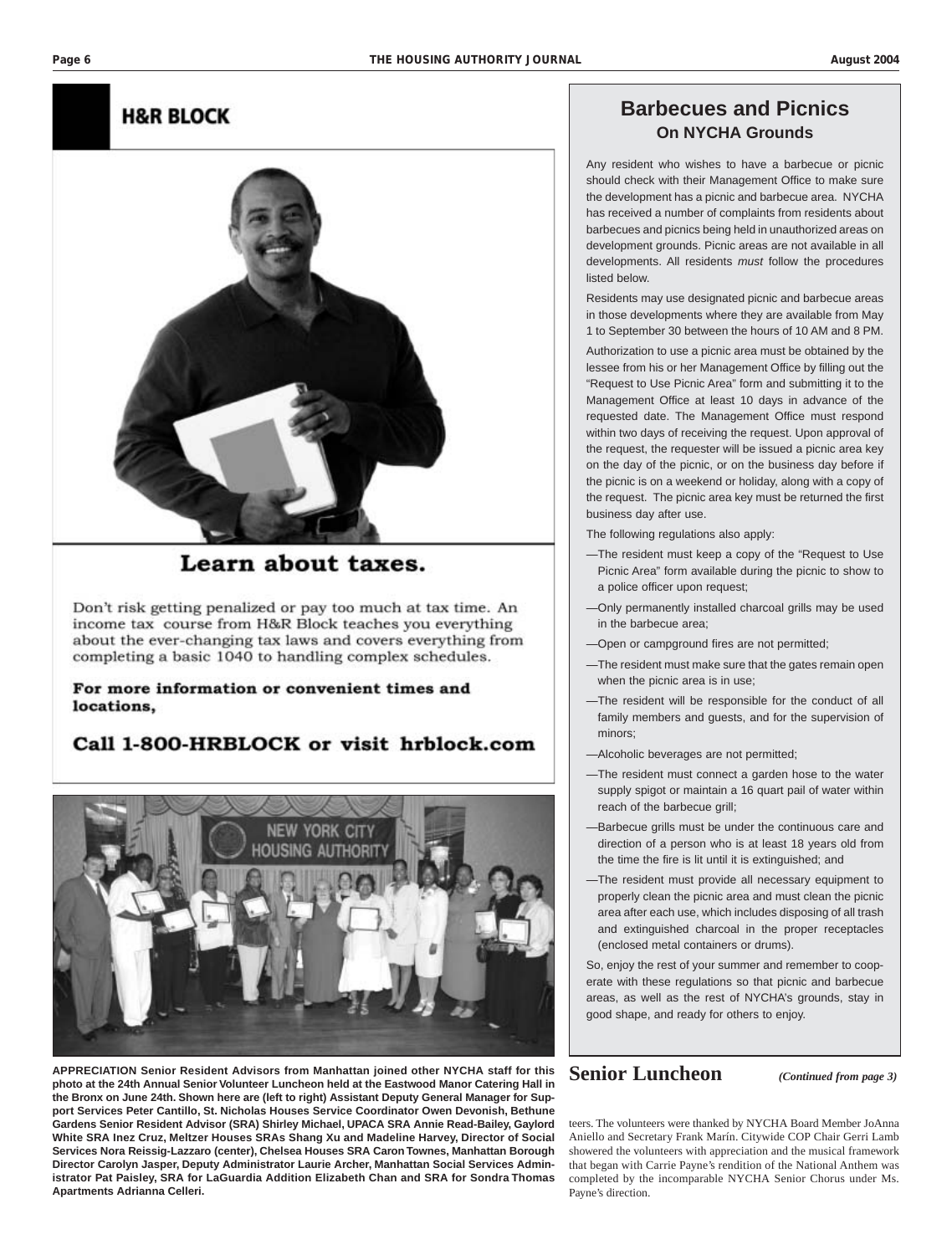## H&R BLOCK

### Learn about taxes.

Don't risk getting penalized or pay too much at tax time. An income tax course from H&R Block teaches you everything about the ever-changing tax laws and covers everything from completing a basic 1040 to handling complex schedules.

**For more information or convenient times and locations,**

**Call 1-800-HRBLOCK or visit hrblock.com**

**APPRECIATION Senior Resident Advisors from Manhattan joined other NYCHA staff for this photo at the 24th Annual Senior Volunteer Luncheon held at the Eastwood Manor Catering Hall in the Bronx on June 24th. Shown here are (left to right) Assistant Deputy General Manager for Support Services Peter Cantillo, St. Nicholas Houses Service Coordinator Owen Devonish, Bethune Gardens Senior Resident Advisor (SRA) Shirley Michael, UPACA SRA Annie Read-Bailey, Gaylord White SRA Inez Cruz, Meltzer Houses SRAs Shang Xu and Madeline Harvey, Director of Social Services Nora Reissig-Lazzaro (center), Chelsea Houses SRA Caron Townes, Manhattan Borough Director Carolyn Jasper, Deputy Administrator Laurie Archer, Manhattan Social Services Administrator Pat Paisley, SRA for LaGuardia Addition Elizabeth Chan and SRA for Sondra Thomas Apartments Adrianna Celleri.**

## Barbecues and Picnics On NYCHA Grounds

Any resident who wishes to have a barbecue or picnic should check with their Management Office to make sure the development has a picnic and barbecue area. NYCHA has received a number of complaints from residents about barbecues and picnics being held in unauthorized areas on development grounds. Picnic areas are not available in all developments. All residents *must* follow the procedures listed below.

Residents may use designated picnic and barbecue areas in those developments where they are available from May 1 to September 30 between the hours of 10 AM and 8 PM.

Authorization to use a picnic area must be obtained by the lessee from his or her Management Office by filling out the "Request to Use Picnic Area" form and submitting it to the Management Office at least 10 days in advance of the requested date. The Management Office must respond within two days of receiving the request. Upon approval of the request, the requester will be issued a picnic area key on the day of the picnic, or on the business day before if the picnic is on a weekend or holiday, along with a copy of the request. The picnic area key must be returned the first business day after use.

The following regulations also apply:

—The resident must keep a copy of the "Request to Use Picnic Area" form available during the picnic to show to a police officer upon request;

—Only permanently installed charcoal grills may be used in the barbecue area;

—Open or campground fires are not permitted;

—The resident must make sure that the gates remain open when the picnic area is in use;

—The resident will be responsible for the conduct of all family members and guests, and for the supervision of minors;

—Alcoholic beverages are not permitted;

—The resident must connect a garden hose to the water supply spigot or maintain a 16 quart pail of water within reach of the barbecue grill;

—Barbecue grills must be under the continuous care and direction of a person who is at least 18 years old from the time the fire is lit until it is extinguished; and

—The resident must provide all necessary equipment to properly clean the picnic area and must clean the picnic area after each use, which includes disposing of all trash and extinguished charcoal in the proper receptacles (enclosed metal containers or drums).

So, enjoy the rest of your summer and remember to cooperate with these regulations so that picnic and barbecue areas, as well as the rest of NYCHA's grounds, stay in good shape, and ready for others to enjoy.

## Senior Luncheon

*(Continued from page 3)*

teers. The volunteers were thanked by NYCHA Board Member JoAnna Aniello and Secretary Frank Marín. Citywide COP Chair Gerri Lamb showered the volunteers with appreciation and the musical framework that began with Carrie Payne's rendition of the National Anthem was completed by the incomparable NYCHA Senior Chorus under Ms. Payne's direction.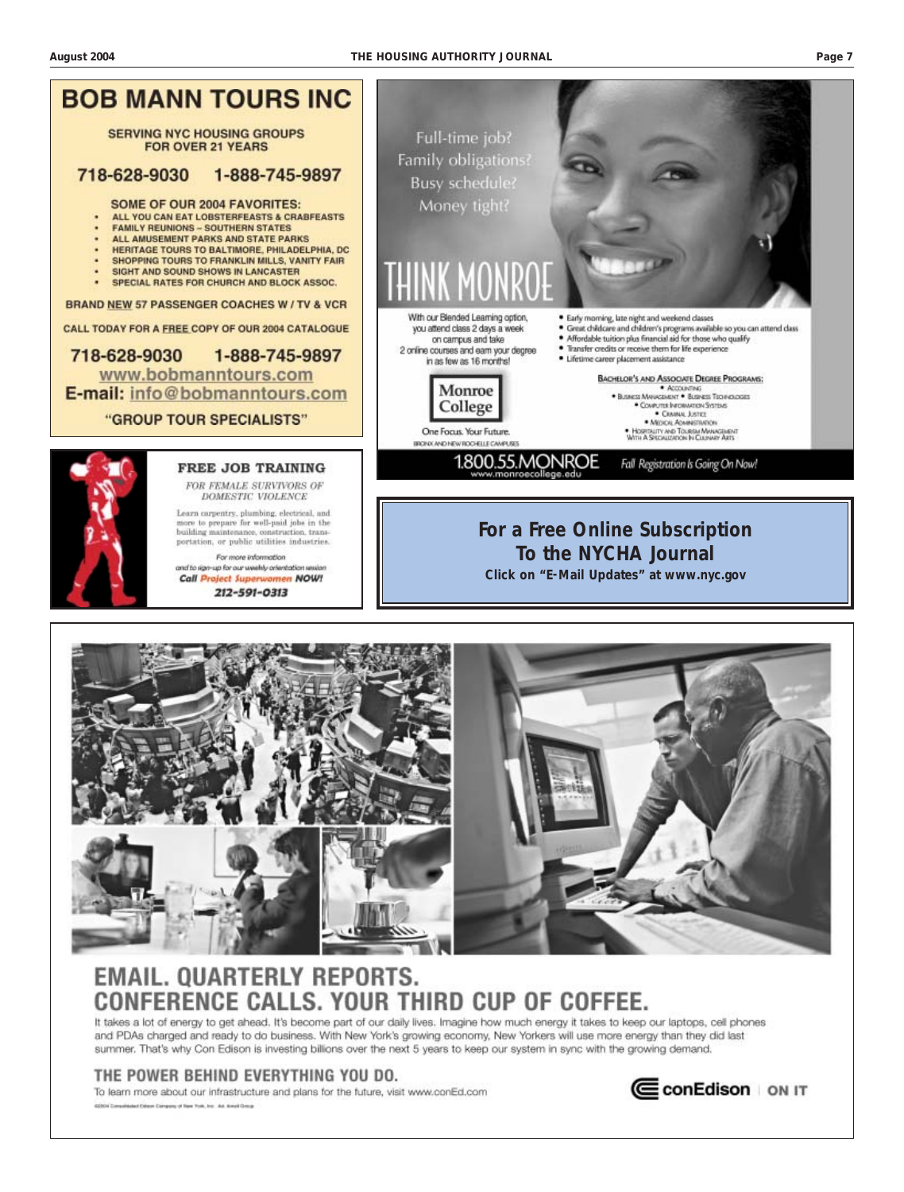# BOB MANN TOURS INC

SERVING NYC HOUSING GROUPS FOR OVER 21 YEARS

718-628-9030 1-888-745-9897

SOME OF OUR 2004 FAVORITES:

- ALL YOU CAN EAT LOBSTERFEASTS & CRABFEASTS
- FAMILY REUNIONS – SOUTHERN STATES
- ALL AMUSEMENT PARKS AND STATE PARKS
- HERITAGE TOURS TO BALTIMORE, PHILADELPHIA, DC
- SHOPPING TOURS TO FRANKLIN MILLS, VANITY FAIR
- SIGHT AND SOUND SHOWS IN LANCASTER
- SPECIAL RATES FOR CHURCH AND BLOCK ASSOC.

BRAND NEW 57 PASSENGER COACHES W / TV & VCR

CALL TODAY FOR A FREE COPY OF OUR 2004 CATALOGUE

718-628-9030 1-888-745-9897

www.bobmanntours.com

E-mail: info@bobmanntours.com

"GROUP TOUR SPECIALISTS"

## FREE JOB TRAINING

*FOR FEMALE SURVIVORS OF DOMESTIC VIOLENCE*

Learn carpentry, plumbing, electrical, and more to prepare for well-paid jobs in the building maintenance, construction, transportation, or public utilities industries.

For more information and to sign-up for our weekly orientation session

**Call Project Superwomen NOW!**

**212-591-0313**

Full-time job?
Family obligations?
Busy schedule?
Money tight?

# THINK MONROE

With our Blended Learning option, you attend class 2 days a week on campus and take 2 online courses and earn your degree in as few as 16 months!

- Early morning, late night and weekend classes
- Great childcare and children's programs available so you can attend class
- Affordable tuition plus financial aid for those who qualify
- Transfer credits or receive them for life experience
- Lifetime career placement assistance

Bachelor's and Associate Degree Programs:

- Accounting
- Business Management • Business Technologies
- Computer Information Systems
- Criminal Justice
- Medical Administration
- Hospitality and Tourism Management With A Specialization In Culinary Arts

Monroe College

One Focus. Your Future.

BRONX AND NEW ROCHELLE CAMPUSES

1.800.55.MONROE
www.monroecollege.edu

Fall Registration Is Going On Now!

## For a Free Online Subscription To the NYCHA Journal

**Click on "E-Mail Updates" at www.nyc.gov**

# EMAIL. QUARTERLY REPORTS. CONFERENCE CALLS. YOUR THIRD CUP OF COFFEE.

It takes a lot of energy to get ahead. It's become part of our daily lives. Imagine how much energy it takes to keep our laptops, cell phones and PDAs charged and ready to do business. With New York's growing economy, New Yorkers will use more energy than they did last summer. That's why Con Edison is investing billions over the next 5 years to keep our system in sync with the growing demand.

## THE POWER BEHIND EVERYTHING YOU DO.

To learn more about our infrastructure and plans for the future, visit www.conEd.com

conEdison | ON IT

©2004 Consolidated Edison Company of New York, Inc. Ad: Arnell Group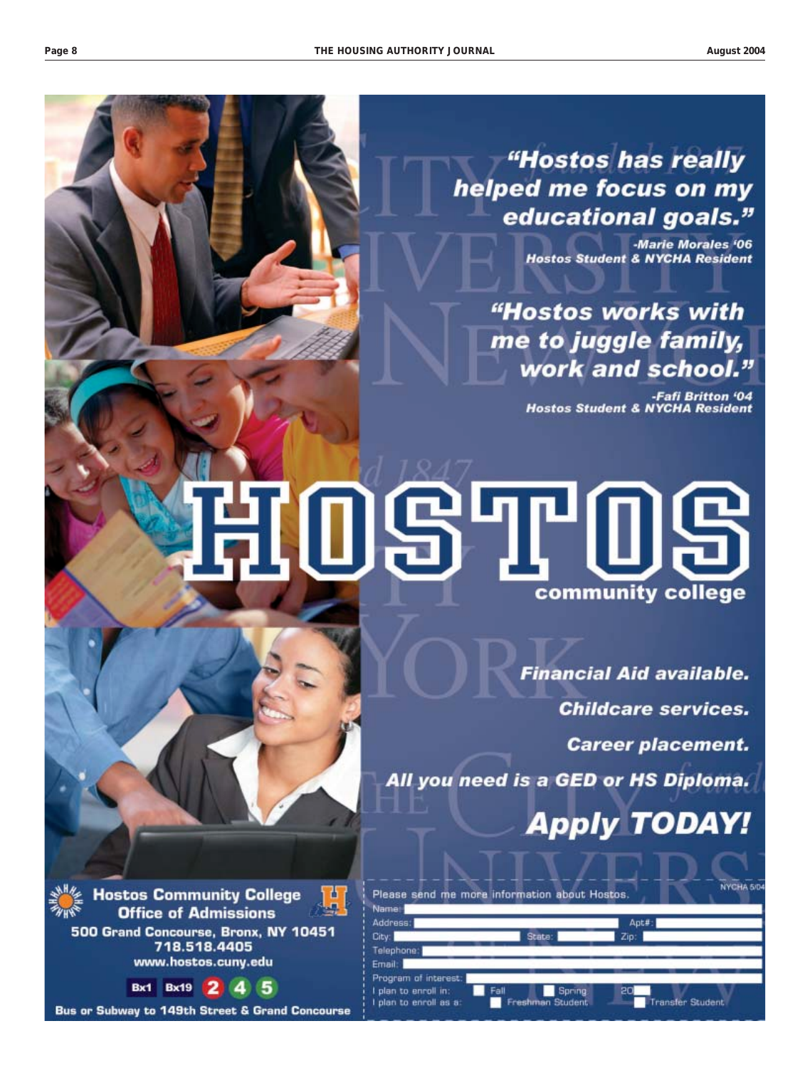"Hostos has really helped me focus on my educational goals."

-Marie Morales '06
Hostos Student & NYCHA Resident

"Hostos works with me to juggle family, work and school."

-Fafi Britton '04
Hostos Student & NYCHA Resident

# HOSTOS
community college

**Financial Aid available.**

**Childcare services.**

**Career placement.**

**All you need is a GED or HS Diploma.**

## Apply TODAY!

**Hostos Community College**
**Office of Admissions**
500 Grand Concourse, Bronx, NY 10451
718.518.4405
www.hostos.cuny.edu

Bx1 Bx19 2 4 5

Bus or Subway to 149th Street & Grand Concourse

NYCHA 5/04

Please send me more information about Hostos.

Name:

Address: Apt#:

City: State: Zip:

Telephone:

Email:

Program of interest:

I plan to enroll in: ☐ Fall ☐ Spring 20☐

I plan to enroll as a: ☐ Freshman Student ☐ Transfer Student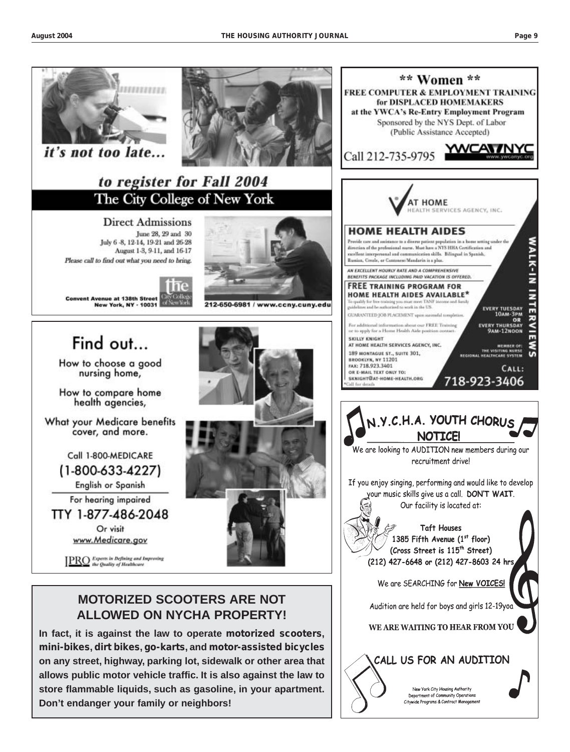## it's not too late...

## to register for Fall 2004

## The City College of New York

**Direct Admissions**

June 28, 29 and 30
July 6 -8, 12-14, 19-21 and 26-28
August 1-3, 9-11, and 16-17

*Please call to find out what you need to bring.*

**Convent Avenue at 138th Street**
**New York, NY · 10031**

the City College of New York

212-650-6981 / www.ccny.cuny.edu

---

## Find out...

How to choose a good nursing home,

How to compare home health agencies,

What your Medicare benefits cover, and more.

Call 1-800-MEDICARE
(1-800-633-4227)
English or Spanish

For hearing impaired
TTY 1-877-486-2048

Or visit
www.Medicare.gov

IPRO Experts in Defining and Improving the Quality of Healthcare

---

## MOTORIZED SCOOTERS ARE NOT ALLOWED ON NYCHA PROPERTY!

**In fact, it is against the law to operate motorized scooters, mini-bikes, dirt bikes, go-karts, and motor-assisted bicycles on any street, highway, parking lot, sidewalk or other area that allows public motor vehicle traffic. It is also against the law to store flammable liquids, such as gasoline, in your apartment. Don't endanger your family or neighbors!**

---

## ** Women **

**FREE COMPUTER & EMPLOYMENT TRAINING for DISPLACED HOMEMAKERS at the YWCA's Re-Entry Employment Program**

Sponsored by the NYS Dept. of Labor
(Public Assistance Accepted)

Call 212-735-9795

YWCA NYC www.ywcanyc.org

---

**AT HOME HEALTH SERVICES AGENCY, INC.**

## HOME HEALTH AIDES

Provide care and assistance to a diverse patient population in a home setting under the direction of the professional nurse. Must have a NYS HHA Certification and excellent interpersonal and communication skills. Bilingual in Spanish, Russian, Creole, or Cantonese/Mandarin is a plus.

AN EXCELLENT HOURLY RATE AND A COMPREHENSIVE BENEFITS PACKAGE INCLUDING PAID VACATION IS OFFERED.

**FREE TRAINING PROGRAM FOR HOME HEALTH AIDES AVAILABLE***

To qualify for free training you must meet TANF income and family guidelines and be authorized to work in the US.

GUARANTEED JOB PLACEMENT upon successful completion.

For additional information about our FREE Training or to apply for a Home Health Aide position contact:

SKILLY KNIGHT
AT HOME HEALTH SERVICES AGENCY, INC.
189 MONTAGUE ST., SUITE 301,
BROOKLYN, NY 11201
FAX: 718.923.3401
OR E-MAIL TEXT ONLY TO:
SKNIGHT@AT-HOME-HEALTH.ORG

*Call for details

**WALK-IN INTERVIEWS**

EVERY TUESDAY 10AM-3PM
OR
EVERY THURSDAY 9AM-12NOON

MEMBER OF: THE VISITING NURSE REGIONAL HEALTHCARE SYSTEM

CALL: 718-923-3406

---

## N.Y.C.H.A. YOUTH CHORUS NOTICE!

We are looking to AUDITION new members during our recruitment drive!

If you enjoy singing, performing and would like to develop your music skills give us a call. **DON'T WAIT**. Our facility is located at:

**Taft Houses**
**1385 Fifth Avenue (1st floor)**
**(Cross Street is 115th Street)**
**(212) 427-6648 or (212) 427-8603 24 hrs**

We are SEARCHING for **New VOICES!**

Audition are held for boys and girls 12-19yoa

**WE ARE WAITING TO HEAR FROM YOU**

## CALL US FOR AN AUDITION

New York City Housing Authority
Department of Community Operations
Citywide Programs & Contract Management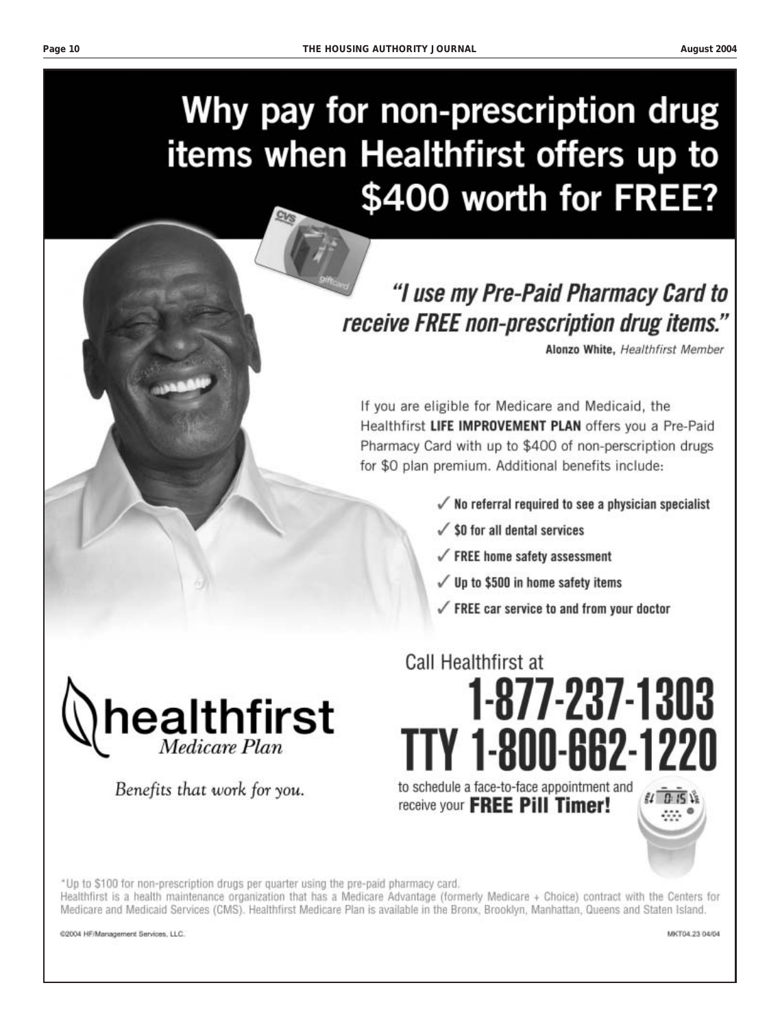# Why pay for non-prescription drug items when Healthfirst offers up to $400 worth for FREE?

## *"I use my Pre-Paid Pharmacy Card to receive FREE non-prescription drug items."*

**Alonzo White,** *Healthfirst Member*

If you are eligible for Medicare and Medicaid, the Healthfirst **LIFE IMPROVEMENT PLAN** offers you a Pre-Paid Pharmacy Card with up to $400 of non-perscription drugs for $0 plan premium. Additional benefits include:

- ✓ **No referral required to see a physician specialist**
- ✓ **$0 for all dental services**
- ✓ **FREE home safety assessment**
- ✓ **Up to $500 in home safety items**
- ✓ **FREE car service to and from your doctor**

**healthfirst** *Medicare Plan*

*Benefits that work for you.*

Call Healthfirst at

# 1-877-237-1303
# TTY 1-800-662-1220

to schedule a face-to-face appointment and receive your **FREE Pill Timer!**

*Up to $100 for non-prescription drugs per quarter using the pre-paid pharmacy card.

Healthfirst is a health maintenance organization that has a Medicare Advantage (formerly Medicare + Choice) contract with the Centers for Medicare and Medicaid Services (CMS). Healthfirst Medicare Plan is available in the Bronx, Brooklyn, Manhattan, Queens and Staten Island.

©2004 HF/Management Services, LLC. MKT04.23 04/04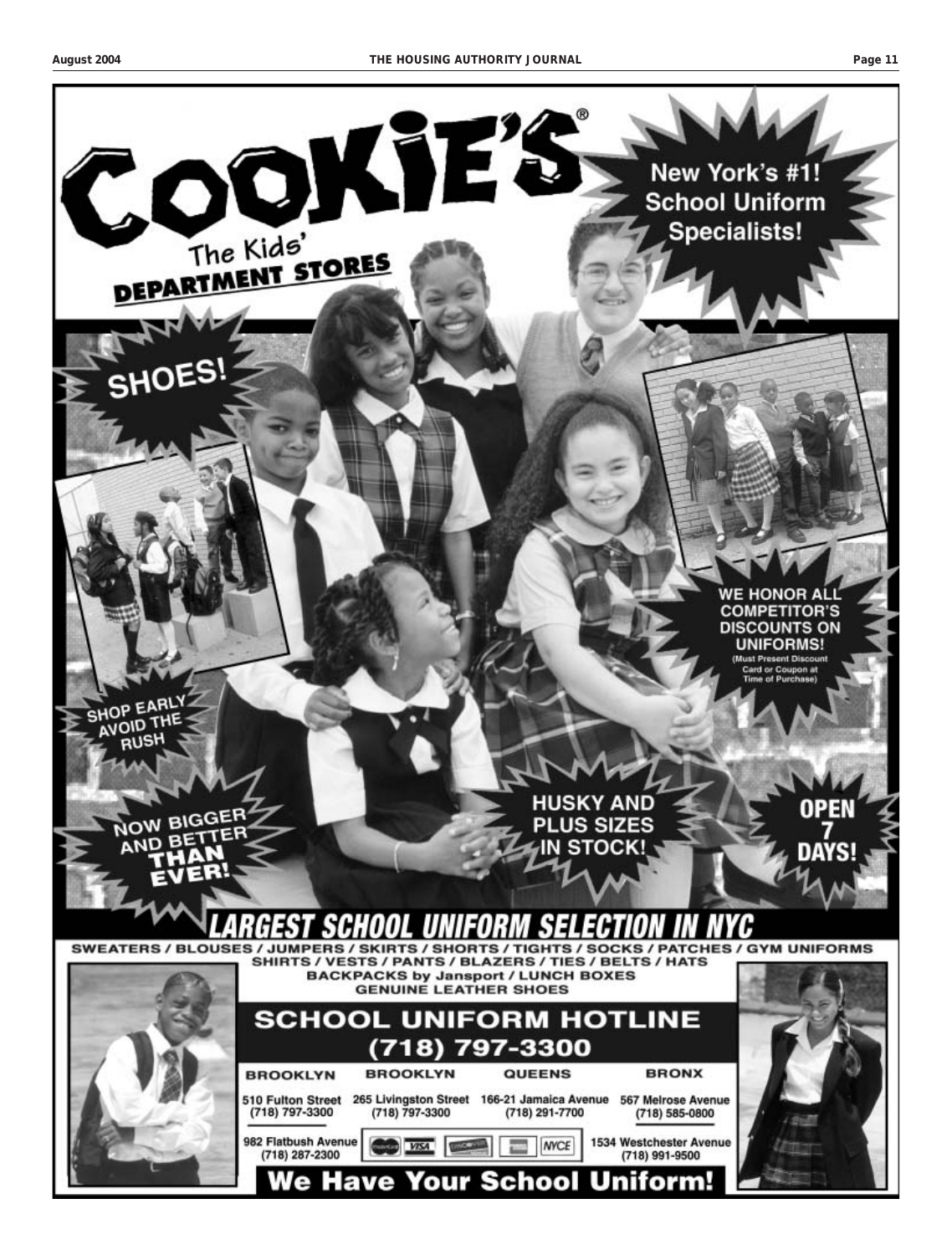# COOKIE'S®

The Kids' DEPARTMENT STORES

**New York's #1! School Uniform Specialists!**

**SHOES!**

**WE HONOR ALL COMPETITOR'S DISCOUNTS ON UNIFORMS!** (Must Present Discount Card or Coupon at Time of Purchase)

**SHOP EARLY AVOID THE RUSH**

**NOW BIGGER AND BETTER THAN EVER!**

**HUSKY AND PLUS SIZES IN STOCK!**

**OPEN 7 DAYS!**

## LARGEST SCHOOL UNIFORM SELECTION IN NYC

SWEATERS / BLOUSES / JUMPERS / SKIRTS / SHORTS / TIGHTS / SOCKS / PATCHES / GYM UNIFORMS
SHIRTS / VESTS / PANTS / BLAZERS / TIES / BELTS / HATS
BACKPACKS by Jansport / LUNCH BOXES
GENUINE LEATHER SHOES

## SCHOOL UNIFORM HOTLINE
## (718) 797-3300

| BROOKLYN | BROOKLYN | QUEENS | BRONX |
|---|---|---|---|
| 510 Fulton Street (718) 797-3300 | 265 Livingston Street (718) 797-3300 | 166-21 Jamaica Avenue (718) 291-7700 | 567 Melrose Avenue (718) 585-0800 |
| 982 Flatbush Avenue (718) 287-2300 | | | 1534 Westchester Avenue (718) 991-9500 |

NYCE

**We Have Your School Uniform!**